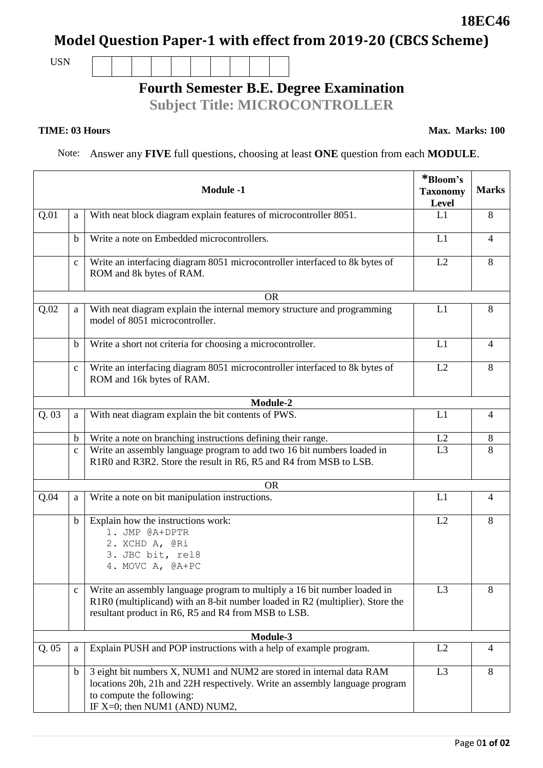**18EC46**

# Model Question Paper-1 with effect from 2019-20 (CBCS Scheme)

USN

## Fourth Semester B.E. Degree Examination

**Subject Title: MICROCONTROLLER**

**TIME: 03 Hours** **Max. Marks: 100**

Note: Answer any **FIVE** full questions, choosing at least **ONE** question from each **MODULE**.

| | | **Module -1** | ***Bloom's Taxonomy Level** | **Marks** |
|---|---|---|---|---|
| Q.01 | a | With neat block diagram explain features of microcontroller 8051. | L1 | 8 |
| | b | Write a note on Embedded microcontrollers. | L1 | 4 |
| | c | Write an interfacing diagram 8051 microcontroller interfaced to 8k bytes of ROM and 8k bytes of RAM. | L2 | 8 |
| | | OR | | |
| Q.02 | a | With neat diagram explain the internal memory structure and programming model of 8051 microcontroller. | L1 | 8 |
| | b | Write a short not criteria for choosing a microcontroller. | L1 | 4 |
| | c | Write an interfacing diagram 8051 microcontroller interfaced to 8k bytes of ROM and 16k bytes of RAM. | L2 | 8 |
| | | **Module-2** | | |
| Q. 03 | a | With neat diagram explain the bit contents of PWS. | L1 | 4 |
| | b | Write a note on branching instructions defining their range. | L2 | 8 |
| | c | Write an assembly language program to add two 16 bit numbers loaded in R1R0 and R3R2. Store the result in R6, R5 and R4 from MSB to LSB. | L3 | 8 |
| | | OR | | |
| Q.04 | a | Write a note on bit manipulation instructions. | L1 | 4 |
| | b | Explain how the instructions work:<br>1. JMP @A+DPTR<br>2. XCHD A, @Ri<br>3. JBC bit, rel8<br>4. MOVC A, @A+PC | L2 | 8 |
| | c | Write an assembly language program to multiply a 16 bit number loaded in R1R0 (multiplicand) with an 8-bit number loaded in R2 (multiplier). Store the resultant product in R6, R5 and R4 from MSB to LSB. | L3 | 8 |
| | | **Module-3** | | |
| Q. 05 | a | Explain PUSH and POP instructions with a help of example program. | L2 | 4 |
| | b | 3 eight bit numbers X, NUM1 and NUM2 are stored in internal data RAM locations 20h, 21h and 22H respectively. Write an assembly language program to compute the following:<br>IF X=0; then NUM1 (AND) NUM2, | L3 | 8 |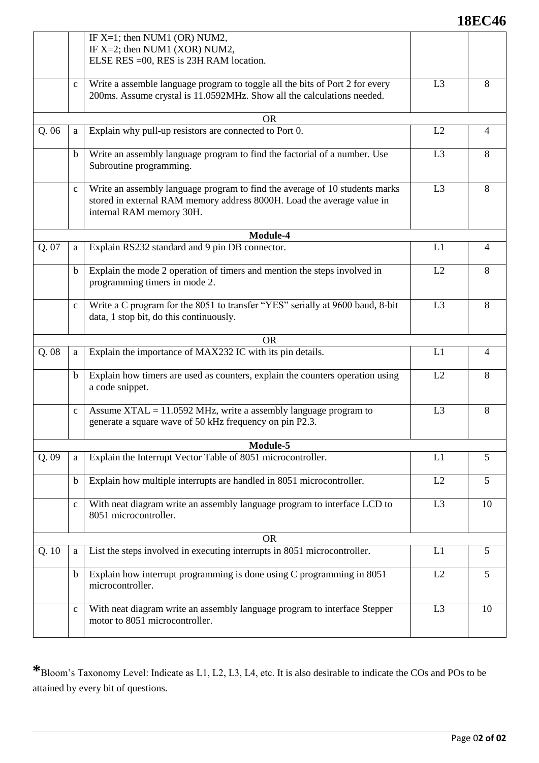| | | | | |
|---|---|---|---|---|
| | | IF X=1; then NUM1 (OR) NUM2,<br>IF X=2; then NUM1 (XOR) NUM2,<br>ELSE RES =00, RES is 23H RAM location. | | |
| | c | Write a assemble language program to toggle all the bits of Port 2 for every 200ms. Assume crystal is 11.0592MHz. Show all the calculations needed. | L3 | 8 |
| | | OR | | |
| Q. 06 | a | Explain why pull-up resistors are connected to Port 0. | L2 | 4 |
| | b | Write an assembly language program to find the factorial of a number. Use Subroutine programming. | L3 | 8 |
| | c | Write an assembly language program to find the average of 10 students marks stored in external RAM memory address 8000H. Load the average value in internal RAM memory 30H. | L3 | 8 |
| | | **Module-4** | | |
| Q. 07 | a | Explain RS232 standard and 9 pin DB connector. | L1 | 4 |
| | b | Explain the mode 2 operation of timers and mention the steps involved in programming timers in mode 2. | L2 | 8 |
| | c | Write a C program for the 8051 to transfer "YES" serially at 9600 baud, 8-bit data, 1 stop bit, do this continuously. | L3 | 8 |
| | | OR | | |
| Q. 08 | a | Explain the importance of MAX232 IC with its pin details. | L1 | 4 |
| | b | Explain how timers are used as counters, explain the counters operation using a code snippet. | L2 | 8 |
| | c | Assume XTAL = 11.0592 MHz, write a assembly language program to generate a square wave of 50 kHz frequency on pin P2.3. | L3 | 8 |
| | | **Module-5** | | |
| Q. 09 | a | Explain the Interrupt Vector Table of 8051 microcontroller. | L1 | 5 |
| | b | Explain how multiple interrupts are handled in 8051 microcontroller. | L2 | 5 |
| | c | With neat diagram write an assembly language program to interface LCD to 8051 microcontroller. | L3 | 10 |
| | | OR | | |
| Q. 10 | a | List the steps involved in executing interrupts in 8051 microcontroller. | L1 | 5 |
| | b | Explain how interrupt programming is done using C programming in 8051 microcontroller. | L2 | 5 |
| | c | With neat diagram write an assembly language program to interface Stepper motor to 8051 microcontroller. | L3 | 10 |

*Bloom's Taxonomy Level: Indicate as L1, L2, L3, L4, etc. It is also desirable to indicate the COs and POs to be attained by every bit of questions.